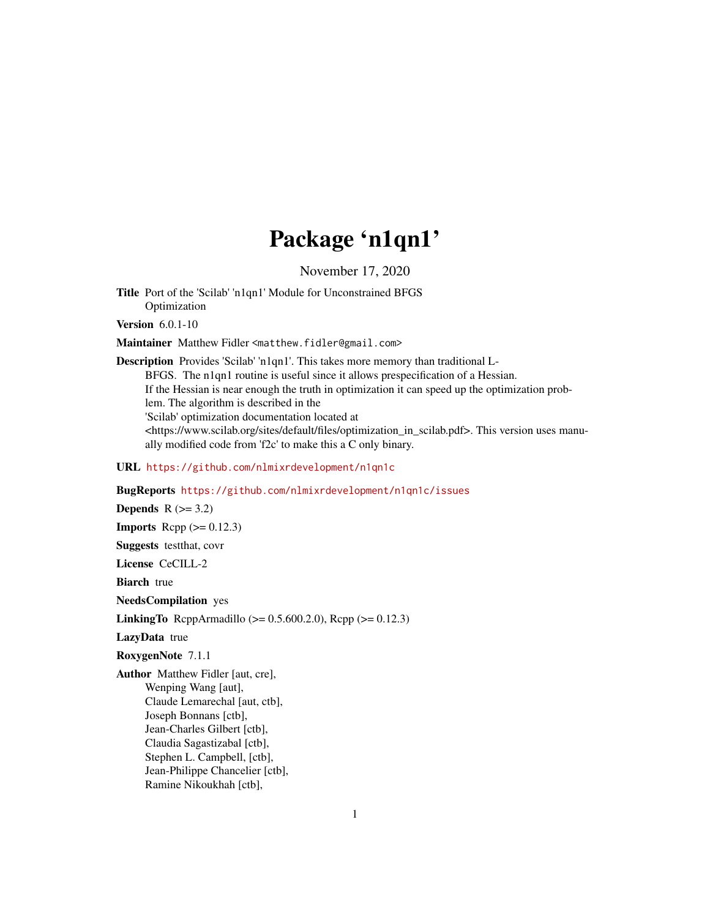# Package 'n1qn1'

November 17, 2020

**Title** Port of the 'Scilab' 'n1qn1' Module for Unconstrained BFGS Optimization

**Version** 6.0.1-10

**Maintainer** Matthew Fidler <matthew.fidler@gmail.com>

**Description** Provides 'Scilab' 'n1qn1'. This takes more memory than traditional L-BFGS. The n1qn1 routine is useful since it allows prespecification of a Hessian. If the Hessian is near enough the truth in optimization it can speed up the optimization problem. The algorithm is described in the 'Scilab' optimization documentation located at <https://www.scilab.org/sites/default/files/optimization_in_scilab.pdf>. This version uses manually modified code from 'f2c' to make this a C only binary.

**URL** https://github.com/nlmixrdevelopment/n1qn1c

**BugReports** https://github.com/nlmixrdevelopment/n1qn1c/issues

**Depends** R (>= 3.2)

**Imports** Rcpp (>= 0.12.3)

**Suggests** testthat, covr

**License** CeCILL-2

**Biarch** true

**NeedsCompilation** yes

**LinkingTo** RcppArmadillo (>= 0.5.600.2.0), Rcpp (>= 0.12.3)

**LazyData** true

**RoxygenNote** 7.1.1

**Author** Matthew Fidler [aut, cre],
Wenping Wang [aut],
Claude Lemarechal [aut, ctb],
Joseph Bonnans [ctb],
Jean-Charles Gilbert [ctb],
Claudia Sagastizabal [ctb],
Stephen L. Campbell, [ctb],
Jean-Philippe Chancelier [ctb],
Ramine Nikoukhah [ctb],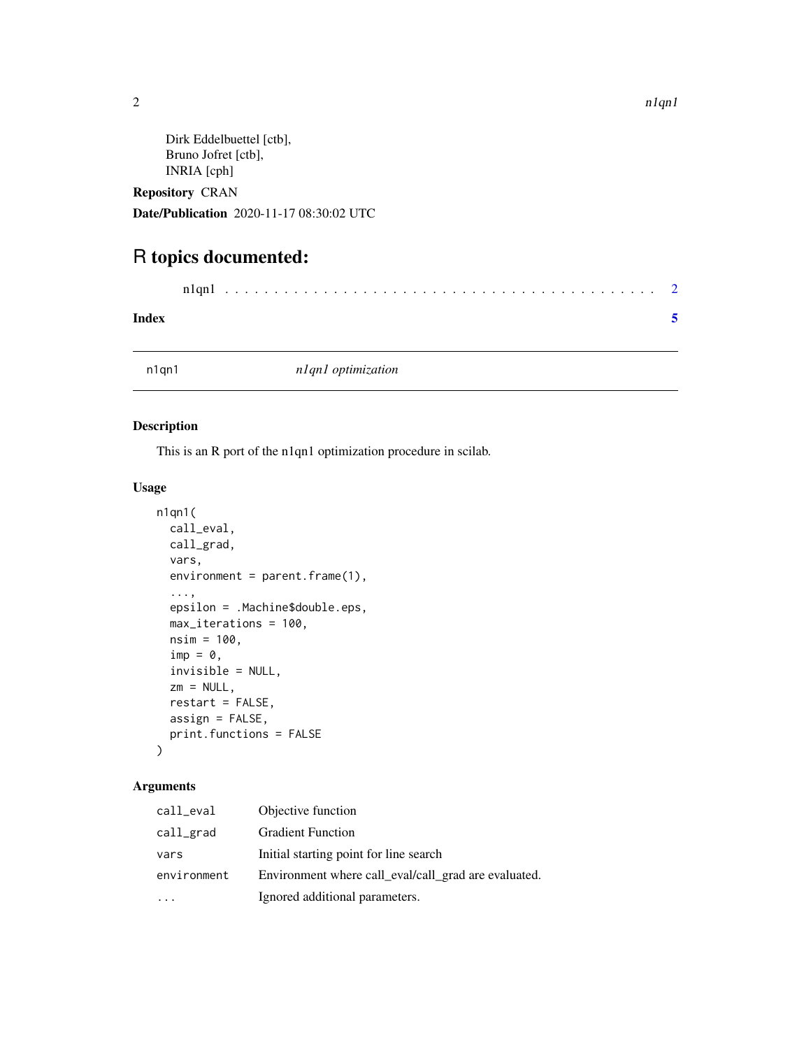Dirk Eddelbuettel [ctb],
Bruno Jofret [ctb],
INRIA [cph]

**Repository** CRAN

**Date/Publication** 2020-11-17 08:30:02 UTC

# R topics documented:

n1qn1 . . . . . . . . . . . . . . . . . . . . . . . . . . . . . . . . . . . . . . . . . . 2

**Index** **5**

---

## n1qn1 — *n1qn1 optimization*

### Description

This is an R port of the n1qn1 optimization procedure in scilab.

### Usage

```
n1qn1(
  call_eval,
  call_grad,
  vars,
  environment = parent.frame(1),
  ...,
  epsilon = .Machine$double.eps,
  max_iterations = 100,
  nsim = 100,
  imp = 0,
  invisible = NULL,
  zm = NULL,
  restart = FALSE,
  assign = FALSE,
  print.functions = FALSE
)
```

### Arguments

| | |
|---|---|
| `call_eval` | Objective function |
| `call_grad` | Gradient Function |
| `vars` | Initial starting point for line search |
| `environment` | Environment where call_eval/call_grad are evaluated. |
| `...` | Ignored additional parameters. |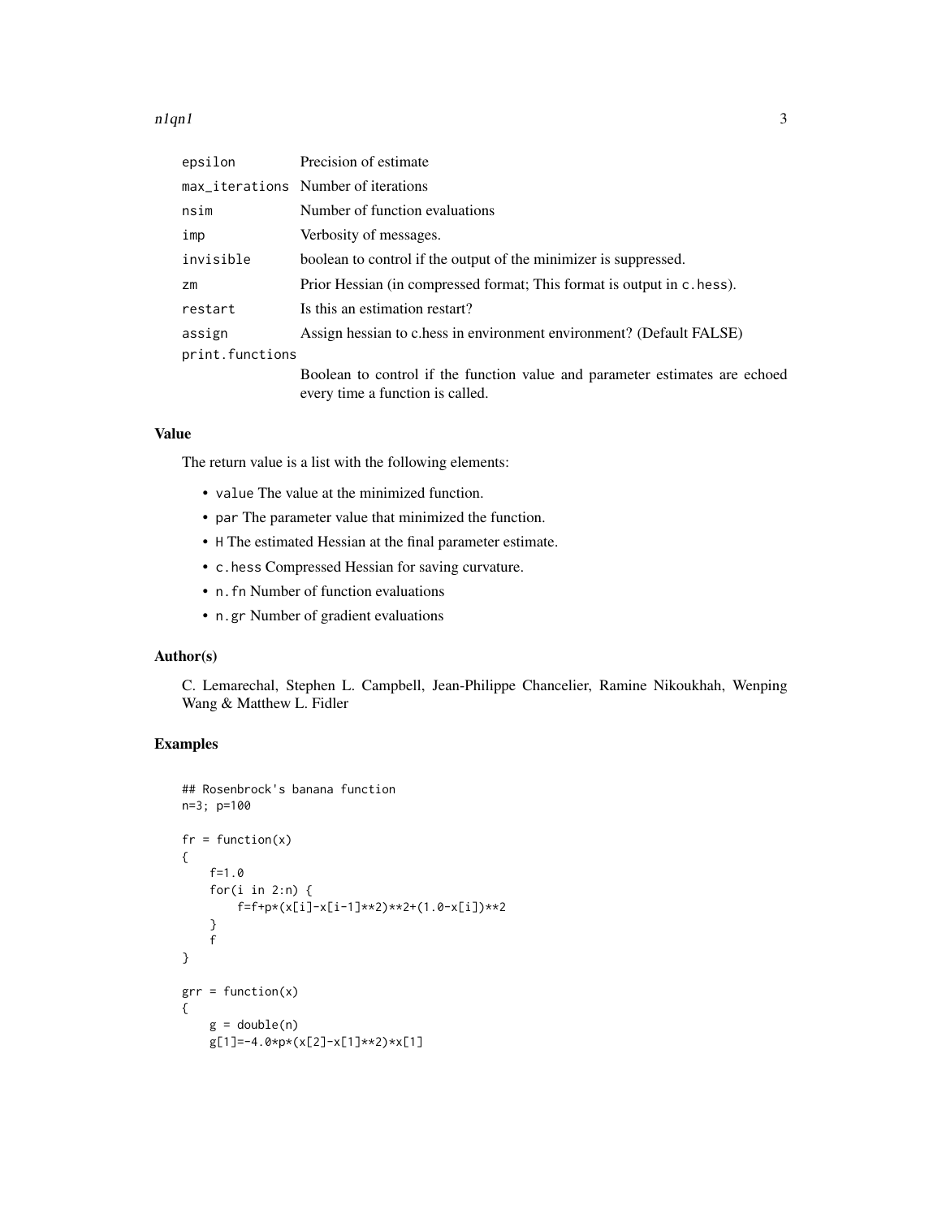| | |
|---|---|
| epsilon | Precision of estimate |
| max_iterations | Number of iterations |
| nsim | Number of function evaluations |
| imp | Verbosity of messages. |
| invisible | boolean to control if the output of the minimizer is suppressed. |
| zm | Prior Hessian (in compressed format; This format is output in c.hess). |
| restart | Is this an estimation restart? |
| assign | Assign hessian to c.hess in environment environment? (Default FALSE) |
| print.functions | Boolean to control if the function value and parameter estimates are echoed every time a function is called. |

### Value

The return value is a list with the following elements:

- value The value at the minimized function.
- par The parameter value that minimized the function.
- H The estimated Hessian at the final parameter estimate.
- c.hess Compressed Hessian for saving curvature.
- n.fn Number of function evaluations
- n.gr Number of gradient evaluations

### Author(s)

C. Lemarechal, Stephen L. Campbell, Jean-Philippe Chancelier, Ramine Nikoukhah, Wenping Wang & Matthew L. Fidler

### Examples

```
## Rosenbrock's banana function
n=3; p=100

fr = function(x)
{
    f=1.0
    for(i in 2:n) {
        f=f+p*(x[i]-x[i-1]**2)**2+(1.0-x[i])**2
    }
    f
}

grr = function(x)
{
    g = double(n)
    g[1]=-4.0*p*(x[2]-x[1]**2)*x[1]
```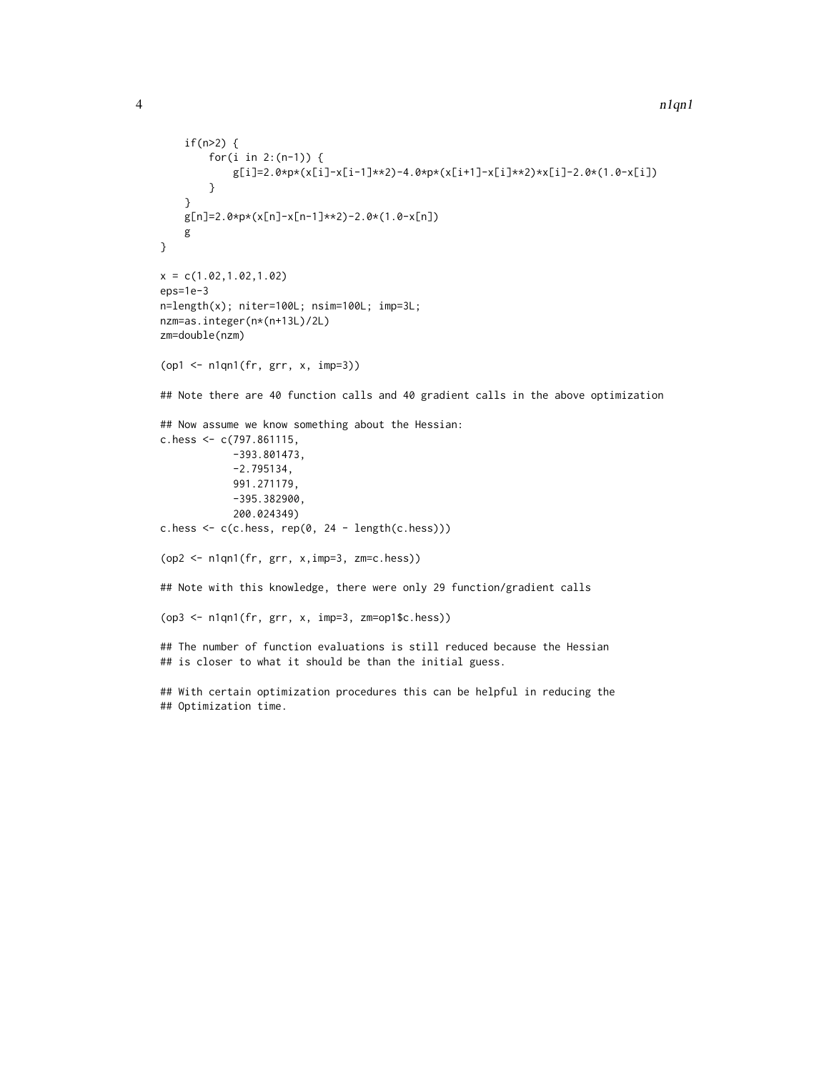```
    if(n>2) {
        for(i in 2:(n-1)) {
            g[i]=2.0*p*(x[i]-x[i-1]**2)-4.0*p*(x[i+1]-x[i]**2)*x[i]-2.0*(1.0-x[i])
        }
    }
    g[n]=2.0*p*(x[n]-x[n-1]**2)-2.0*(1.0-x[n])
    g
}

x = c(1.02,1.02,1.02)
eps=1e-3
n=length(x); niter=100L; nsim=100L; imp=3L;
nzm=as.integer(n*(n+13L)/2L)
zm=double(nzm)

(op1 <- n1qn1(fr, grr, x, imp=3))

## Note there are 40 function calls and 40 gradient calls in the above optimization

## Now assume we know something about the Hessian:
c.hess <- c(797.861115,
            -393.801473,
            -2.795134,
            991.271179,
            -395.382900,
            200.024349)
c.hess <- c(c.hess, rep(0, 24 - length(c.hess)))

(op2 <- n1qn1(fr, grr, x,imp=3, zm=c.hess))

## Note with this knowledge, there were only 29 function/gradient calls

(op3 <- n1qn1(fr, grr, x, imp=3, zm=op1$c.hess))

## The number of function evaluations is still reduced because the Hessian
## is closer to what it should be than the initial guess.

## With certain optimization procedures this can be helpful in reducing the
## Optimization time.
```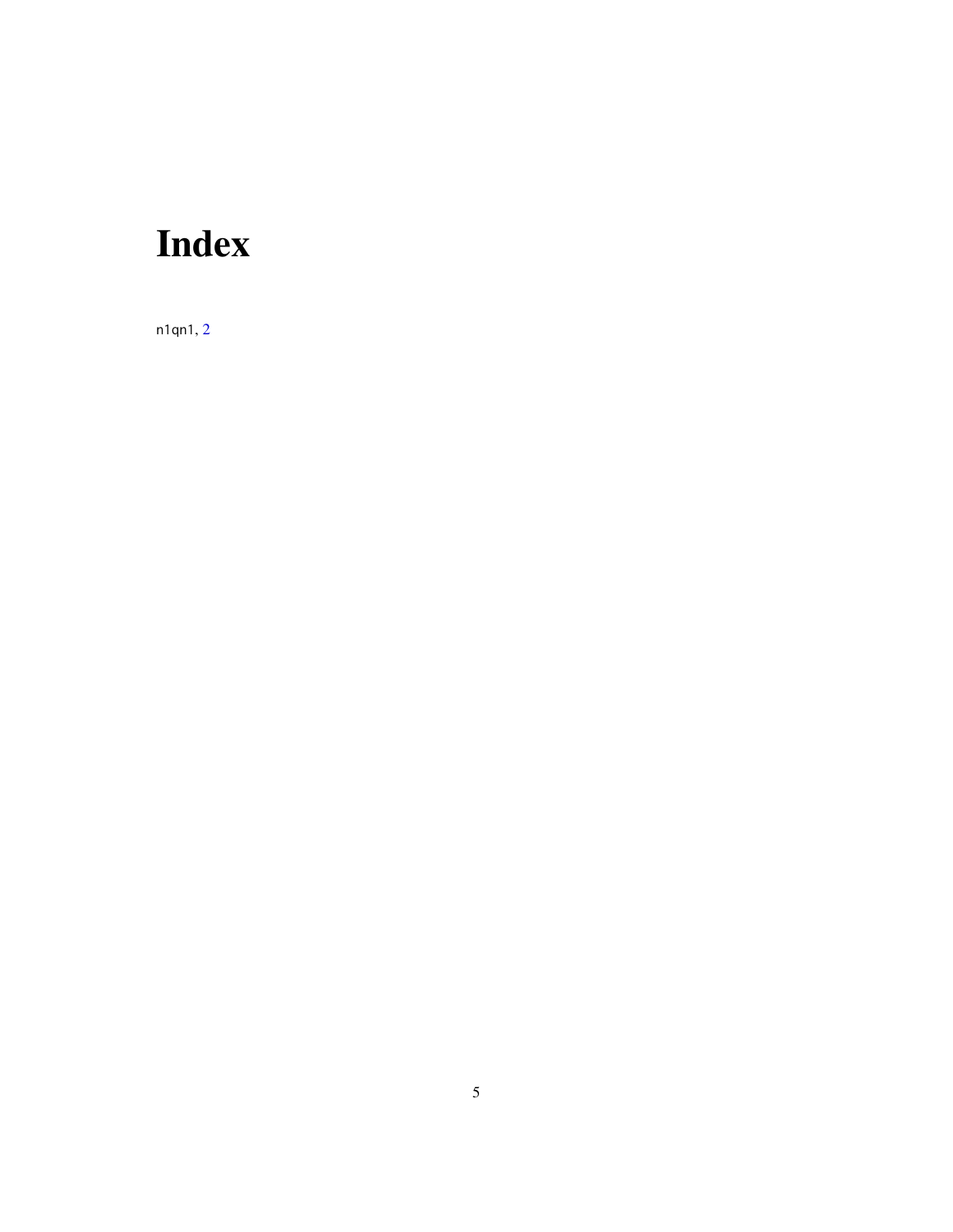# Index

n1qn1, 2